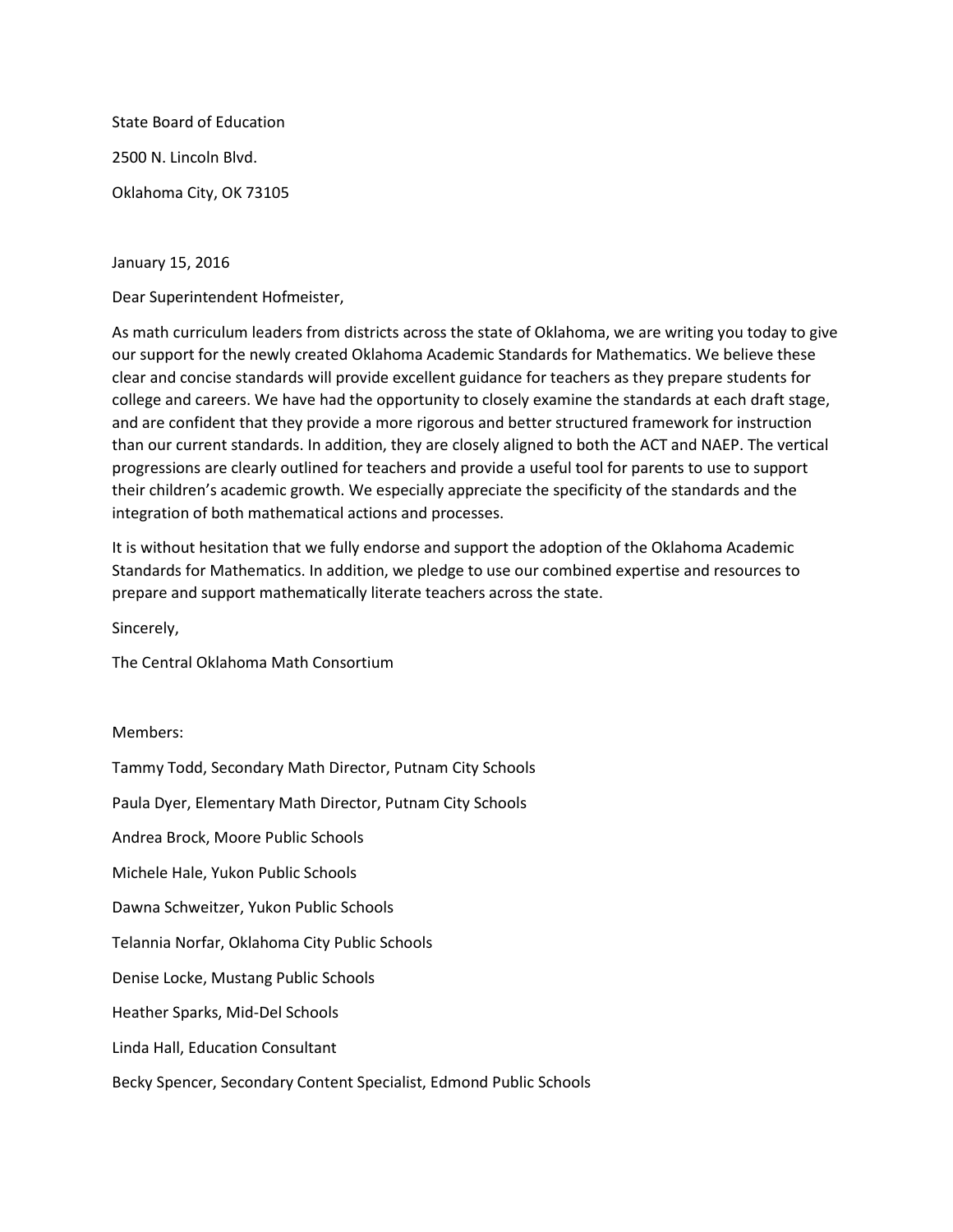State Board of Education

2500 N. Lincoln Blvd.

Oklahoma City, OK 73105

January 15, 2016

Dear Superintendent Hofmeister,

As math curriculum leaders from districts across the state of Oklahoma, we are writing you today to give our support for the newly created Oklahoma Academic Standards for Mathematics. We believe these clear and concise standards will provide excellent guidance for teachers as they prepare students for college and careers. We have had the opportunity to closely examine the standards at each draft stage, and are confident that they provide a more rigorous and better structured framework for instruction than our current standards. In addition, they are closely aligned to both the ACT and NAEP. The vertical progressions are clearly outlined for teachers and provide a useful tool for parents to use to support their children's academic growth. We especially appreciate the specificity of the standards and the integration of both mathematical actions and processes.

It is without hesitation that we fully endorse and support the adoption of the Oklahoma Academic Standards for Mathematics. In addition, we pledge to use our combined expertise and resources to prepare and support mathematically literate teachers across the state.

Sincerely,

The Central Oklahoma Math Consortium

Members:

Tammy Todd, Secondary Math Director, Putnam City Schools

Paula Dyer, Elementary Math Director, Putnam City Schools

Andrea Brock, Moore Public Schools

Michele Hale, Yukon Public Schools

Dawna Schweitzer, Yukon Public Schools

Telannia Norfar, Oklahoma City Public Schools

Denise Locke, Mustang Public Schools

Heather Sparks, Mid-Del Schools

Linda Hall, Education Consultant

Becky Spencer, Secondary Content Specialist, Edmond Public Schools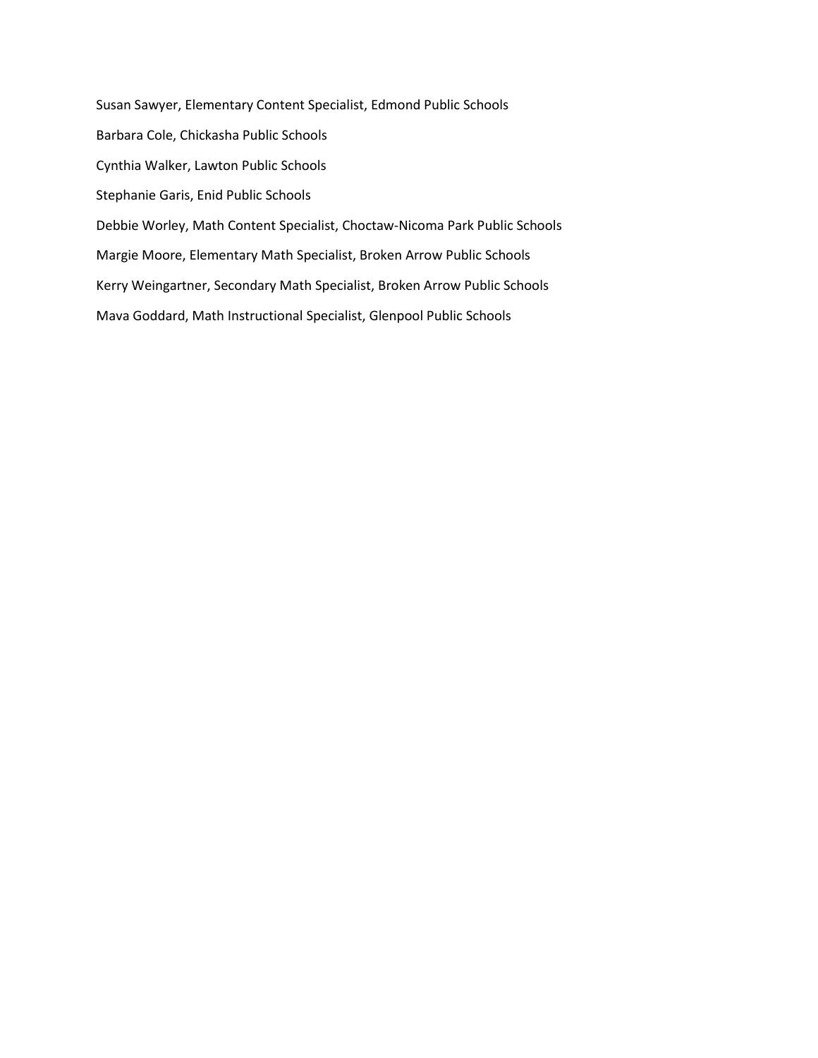Susan Sawyer, Elementary Content Specialist, Edmond Public Schools

Barbara Cole, Chickasha Public Schools

Cynthia Walker, Lawton Public Schools

Stephanie Garis, Enid Public Schools

Debbie Worley, Math Content Specialist, Choctaw-Nicoma Park Public Schools

Margie Moore, Elementary Math Specialist, Broken Arrow Public Schools

Kerry Weingartner, Secondary Math Specialist, Broken Arrow Public Schools

Mava Goddard, Math Instructional Specialist, Glenpool Public Schools